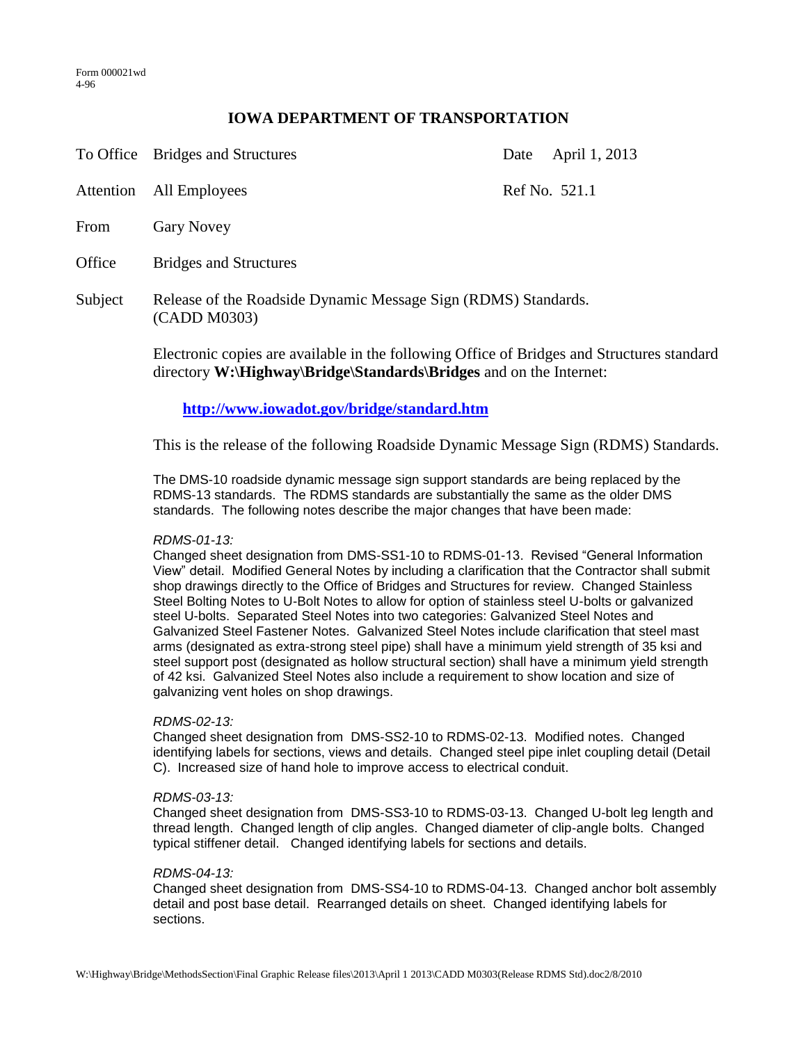Form 000021wd
4-96

# IOWA DEPARTMENT OF TRANSPORTATION

| | | | |
|---|---|---|---|
| To Office | Bridges and Structures | Date | April 1, 2013 |
| Attention | All Employees | Ref No. | 521.1 |
| From | Gary Novey | | |
| Office | Bridges and Structures | | |
| Subject | Release of the Roadside Dynamic Message Sign (RDMS) Standards. (CADD M0303) | | |

Electronic copies are available in the following Office of Bridges and Structures standard directory **W:\Highway\Bridge\Standards\Bridges** and on the Internet:

**http://www.iowadot.gov/bridge/standard.htm**

This is the release of the following Roadside Dynamic Message Sign (RDMS) Standards.

The DMS-10 roadside dynamic message sign support standards are being replaced by the RDMS-13 standards. The RDMS standards are substantially the same as the older DMS standards. The following notes describe the major changes that have been made:

*RDMS-01-13:*
Changed sheet designation from DMS-SS1-10 to RDMS-01-13. Revised "General Information View" detail. Modified General Notes by including a clarification that the Contractor shall submit shop drawings directly to the Office of Bridges and Structures for review. Changed Stainless Steel Bolting Notes to U-Bolt Notes to allow for option of stainless steel U-bolts or galvanized steel U-bolts. Separated Steel Notes into two categories: Galvanized Steel Notes and Galvanized Steel Fastener Notes. Galvanized Steel Notes include clarification that steel mast arms (designated as extra-strong steel pipe) shall have a minimum yield strength of 35 ksi and steel support post (designated as hollow structural section) shall have a minimum yield strength of 42 ksi. Galvanized Steel Notes also include a requirement to show location and size of galvanizing vent holes on shop drawings.

*RDMS-02-13:*
Changed sheet designation from DMS-SS2-10 to RDMS-02-13. Modified notes. Changed identifying labels for sections, views and details. Changed steel pipe inlet coupling detail (Detail C). Increased size of hand hole to improve access to electrical conduit.

*RDMS-03-13:*
Changed sheet designation from DMS-SS3-10 to RDMS-03-13. Changed U-bolt leg length and thread length. Changed length of clip angles. Changed diameter of clip-angle bolts. Changed typical stiffener detail. Changed identifying labels for sections and details.

*RDMS-04-13:*
Changed sheet designation from DMS-SS4-10 to RDMS-04-13. Changed anchor bolt assembly detail and post base detail. Rearranged details on sheet. Changed identifying labels for sections.

W:\Highway\Bridge\MethodsSection\Final Graphic Release files\2013\April 1 2013\CADD M0303(Release RDMS Std).doc2/8/2010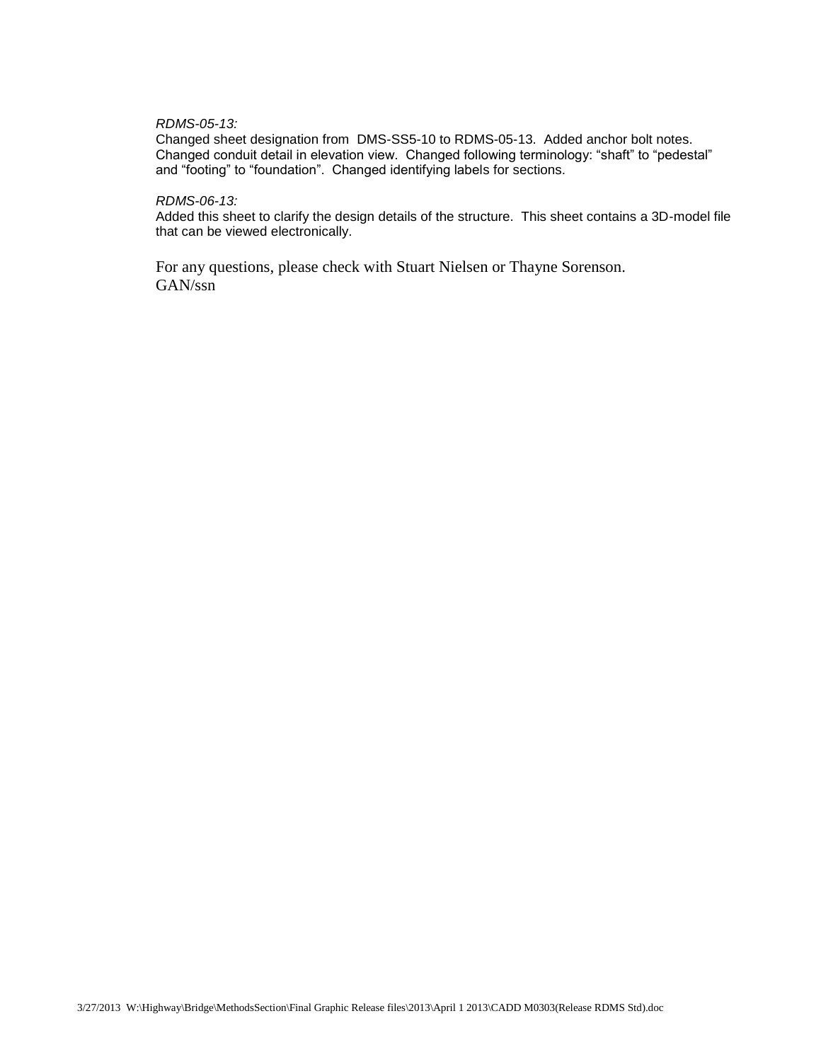*RDMS-05-13:*

Changed sheet designation from DMS-SS5-10 to RDMS-05-13. Added anchor bolt notes. Changed conduit detail in elevation view. Changed following terminology: “shaft” to “pedestal” and “footing” to “foundation”. Changed identifying labels for sections.

*RDMS-06-13:*

Added this sheet to clarify the design details of the structure. This sheet contains a 3D-model file that can be viewed electronically.

For any questions, please check with Stuart Nielsen or Thayne Sorenson.
GAN/ssn